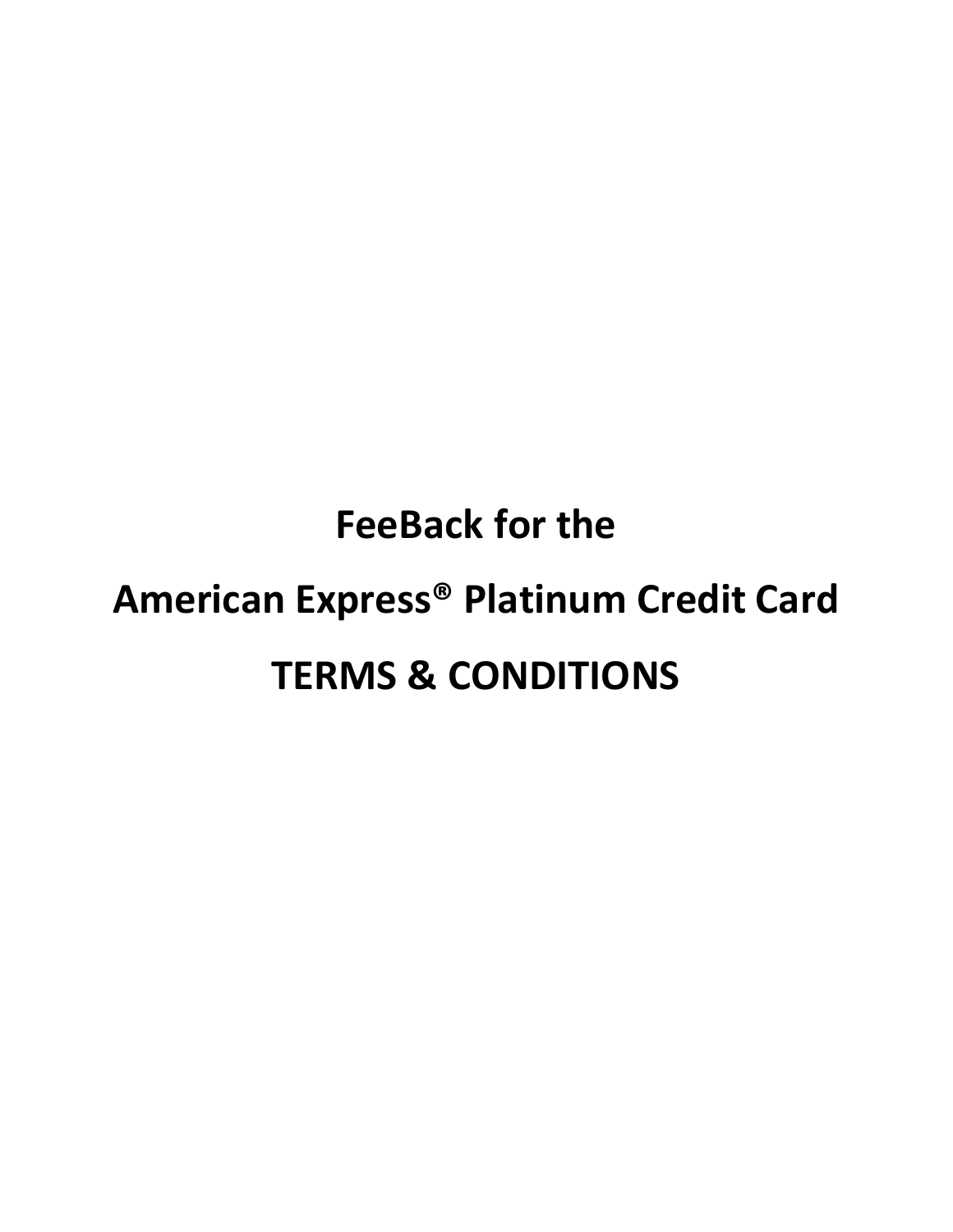# FeeBack for the

# American Express® Platinum Credit Card

# TERMS & CONDITIONS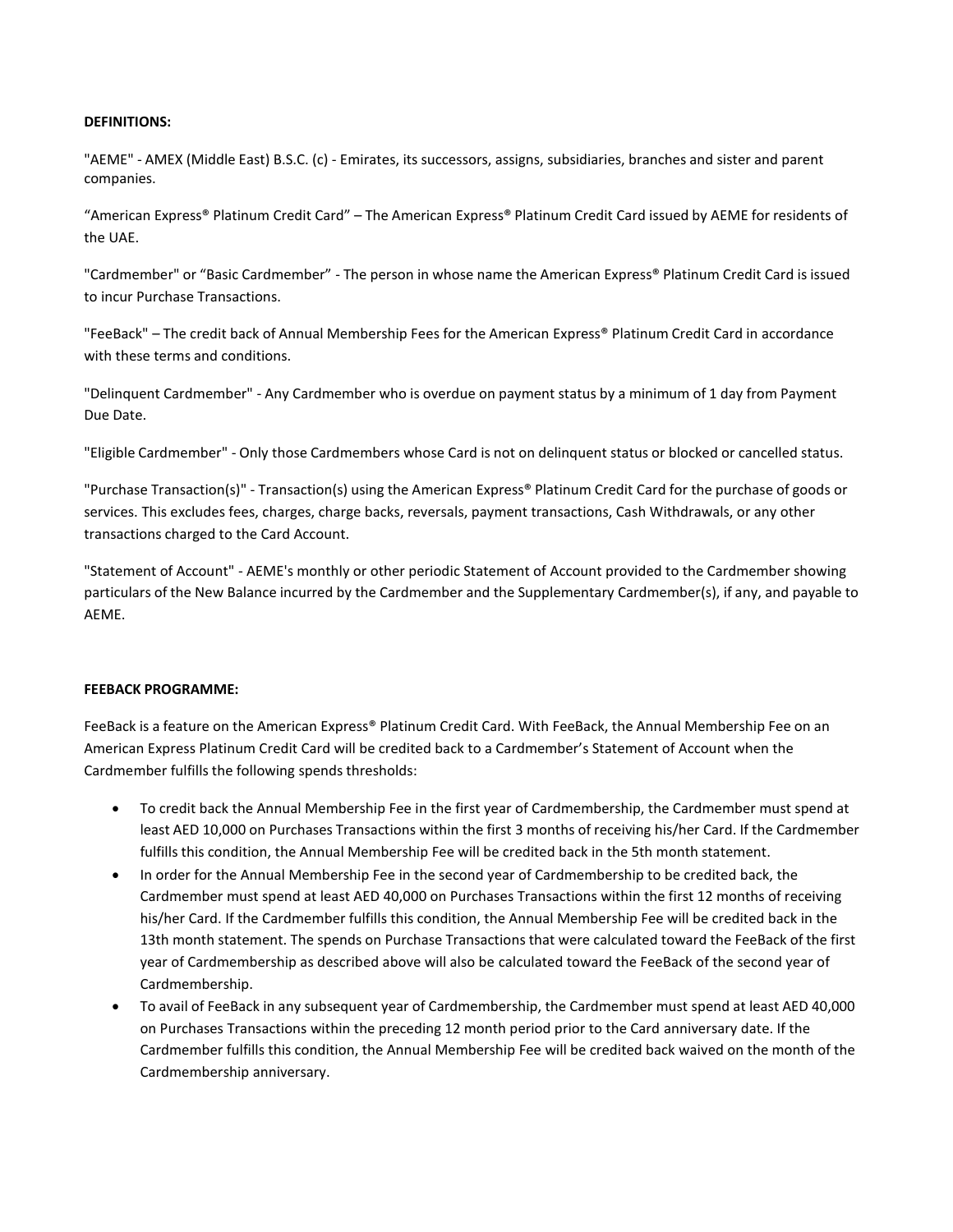**DEFINITIONS:**

"AEME" - AMEX (Middle East) B.S.C. (c) - Emirates, its successors, assigns, subsidiaries, branches and sister and parent companies.

"American Express® Platinum Credit Card" – The American Express® Platinum Credit Card issued by AEME for residents of the UAE.

"Cardmember" or "Basic Cardmember" - The person in whose name the American Express® Platinum Credit Card is issued to incur Purchase Transactions.

"FeeBack" – The credit back of Annual Membership Fees for the American Express® Platinum Credit Card in accordance with these terms and conditions.

"Delinquent Cardmember" - Any Cardmember who is overdue on payment status by a minimum of 1 day from Payment Due Date.

"Eligible Cardmember" - Only those Cardmembers whose Card is not on delinquent status or blocked or cancelled status.

"Purchase Transaction(s)" - Transaction(s) using the American Express® Platinum Credit Card for the purchase of goods or services. This excludes fees, charges, charge backs, reversals, payment transactions, Cash Withdrawals, or any other transactions charged to the Card Account.

"Statement of Account" - AEME's monthly or other periodic Statement of Account provided to the Cardmember showing particulars of the New Balance incurred by the Cardmember and the Supplementary Cardmember(s), if any, and payable to AEME.

**FEEBACK PROGRAMME:**

FeeBack is a feature on the American Express® Platinum Credit Card. With FeeBack, the Annual Membership Fee on an American Express Platinum Credit Card will be credited back to a Cardmember's Statement of Account when the Cardmember fulfills the following spends thresholds:

- To credit back the Annual Membership Fee in the first year of Cardmembership, the Cardmember must spend at least AED 10,000 on Purchases Transactions within the first 3 months of receiving his/her Card. If the Cardmember fulfills this condition, the Annual Membership Fee will be credited back in the 5th month statement.
- In order for the Annual Membership Fee in the second year of Cardmembership to be credited back, the Cardmember must spend at least AED 40,000 on Purchases Transactions within the first 12 months of receiving his/her Card. If the Cardmember fulfills this condition, the Annual Membership Fee will be credited back in the 13th month statement. The spends on Purchase Transactions that were calculated toward the FeeBack of the first year of Cardmembership as described above will also be calculated toward the FeeBack of the second year of Cardmembership.
- To avail of FeeBack in any subsequent year of Cardmembership, the Cardmember must spend at least AED 40,000 on Purchases Transactions within the preceding 12 month period prior to the Card anniversary date. If the Cardmember fulfills this condition, the Annual Membership Fee will be credited back waived on the month of the Cardmembership anniversary.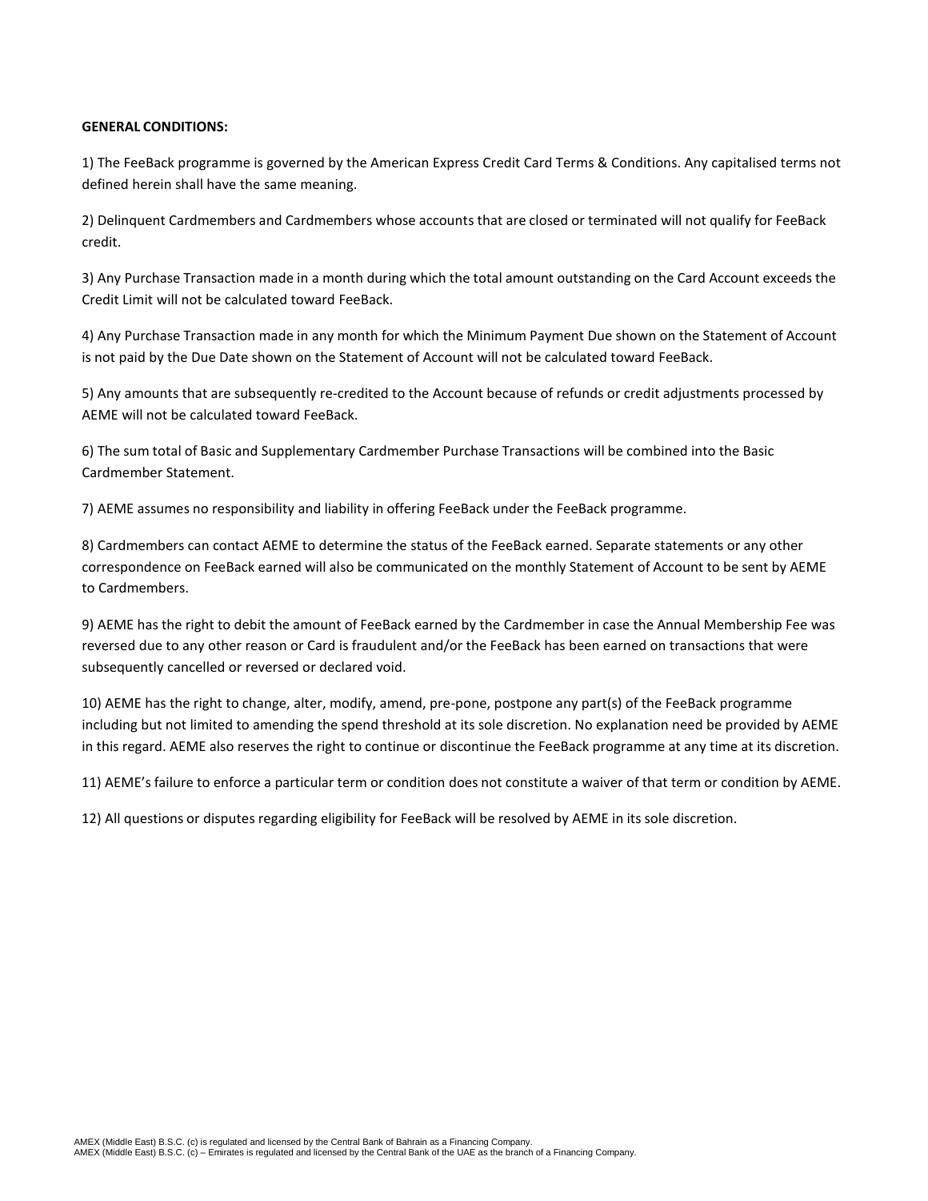**GENERAL CONDITIONS:**

1) The FeeBack programme is governed by the American Express Credit Card Terms & Conditions. Any capitalised terms not defined herein shall have the same meaning.

2) Delinquent Cardmembers and Cardmembers whose accounts that are closed or terminated will not qualify for FeeBack credit.

3) Any Purchase Transaction made in a month during which the total amount outstanding on the Card Account exceeds the Credit Limit will not be calculated toward FeeBack.

4) Any Purchase Transaction made in any month for which the Minimum Payment Due shown on the Statement of Account is not paid by the Due Date shown on the Statement of Account will not be calculated toward FeeBack.

5) Any amounts that are subsequently re-credited to the Account because of refunds or credit adjustments processed by AEME will not be calculated toward FeeBack.

6) The sum total of Basic and Supplementary Cardmember Purchase Transactions will be combined into the Basic Cardmember Statement.

7) AEME assumes no responsibility and liability in offering FeeBack under the FeeBack programme.

8) Cardmembers can contact AEME to determine the status of the FeeBack earned. Separate statements or any other correspondence on FeeBack earned will also be communicated on the monthly Statement of Account to be sent by AEME to Cardmembers.

9) AEME has the right to debit the amount of FeeBack earned by the Cardmember in case the Annual Membership Fee was reversed due to any other reason or Card is fraudulent and/or the FeeBack has been earned on transactions that were subsequently cancelled or reversed or declared void.

10) AEME has the right to change, alter, modify, amend, pre-pone, postpone any part(s) of the FeeBack programme including but not limited to amending the spend threshold at its sole discretion. No explanation need be provided by AEME in this regard. AEME also reserves the right to continue or discontinue the FeeBack programme at any time at its discretion.

11) AEME's failure to enforce a particular term or condition does not constitute a waiver of that term or condition by AEME.

12) All questions or disputes regarding eligibility for FeeBack will be resolved by AEME in its sole discretion.

AMEX (Middle East) B.S.C. (c) is regulated and licensed by the Central Bank of Bahrain as a Financing Company.
AMEX (Middle East) B.S.C. (c) – Emirates is regulated and licensed by the Central Bank of the UAE as the branch of a Financing Company.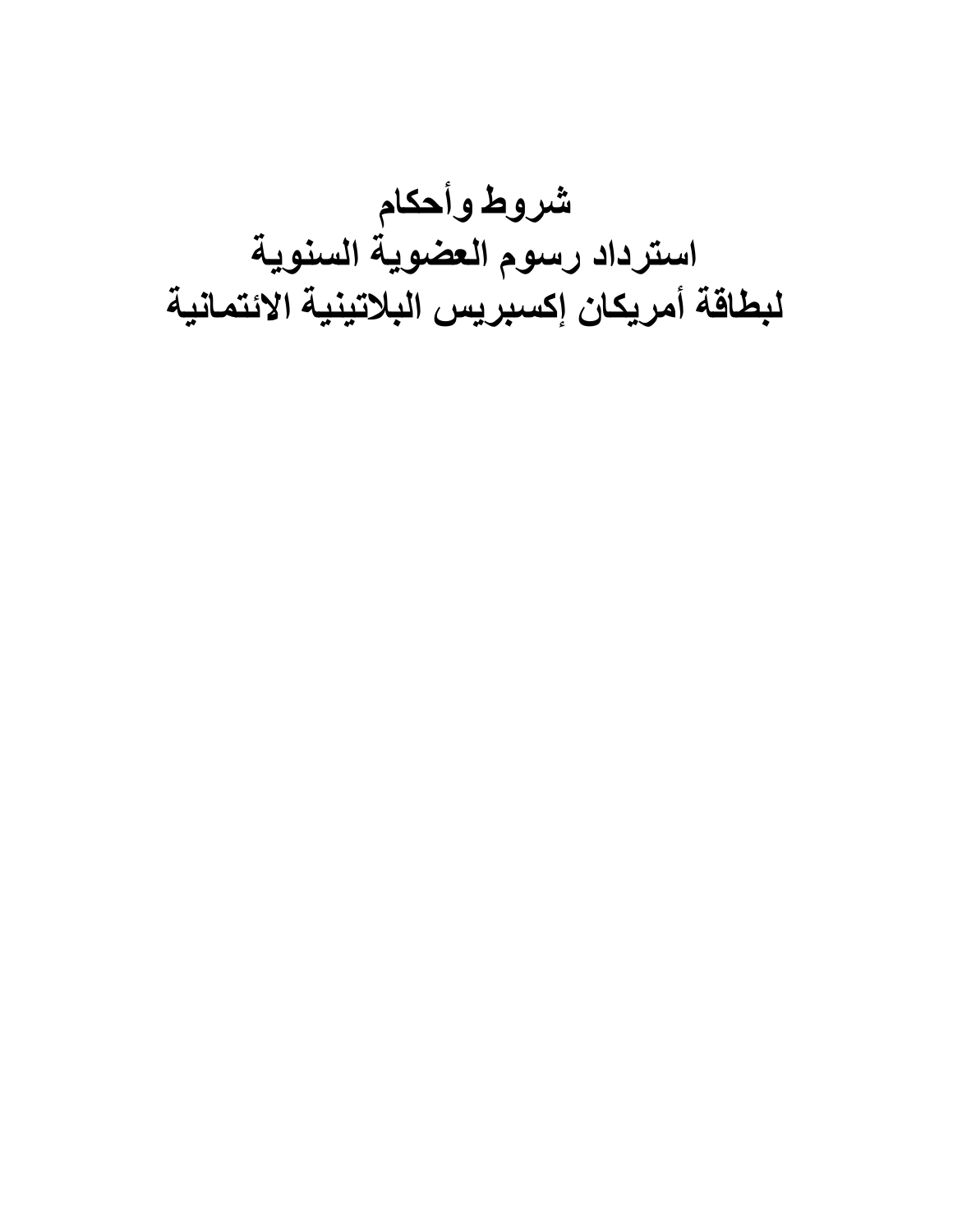# شروط وأحكام
# استرداد رسوم العضوية السنوية
# لبطاقة أمريكان إكسبريس البلاتينية الائتمانية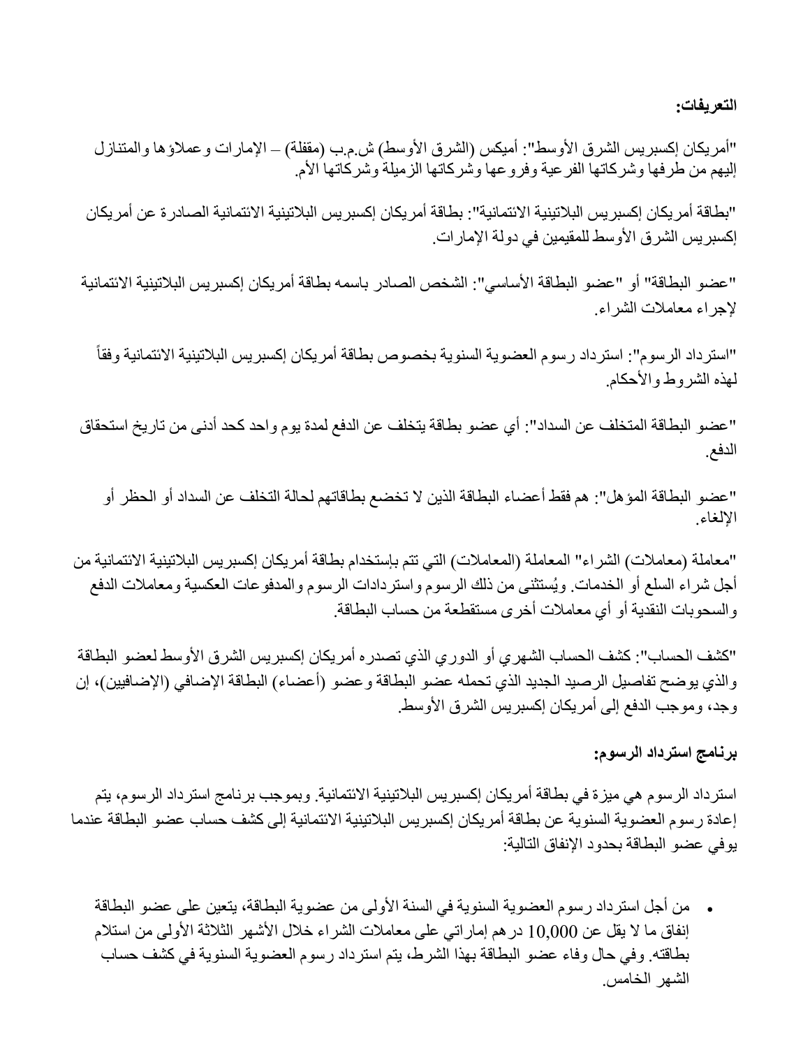**التعريفات:**

"أمريكان إكسبريس الشرق الأوسط": أميكس (الشرق الأوسط) ش.م.ب (مقفلة) – الإمارات وعملاؤها والمتنازل إليهم من طرفها وشركاتها الفرعية وفروعها وشركاتها الزميلة وشركاتها الأم.

"بطاقة أمريكان إكسبريس البلاتينية الائتمانية": بطاقة أمريكان إكسبريس البلاتينية الائتمانية الصادرة عن أمريكان إكسبريس الشرق الأوسط للمقيمين في دولة الإمارات.

"عضو البطاقة" أو "عضو البطاقة الأساسي": الشخص الصادر باسمه بطاقة أمريكان إكسبريس البلاتينية الائتمانية لإجراء معاملات الشراء.

"استرداد الرسوم": استرداد رسوم العضوية السنوية بخصوص بطاقة أمريكان إكسبريس البلاتينية الائتمانية وفقاً لهذه الشروط والأحكام.

"عضو البطاقة المتخلف عن السداد": أي عضو بطاقة يتخلف عن الدفع لمدة يوم واحد كحد أدنى من تاريخ استحقاق الدفع.

"عضو البطاقة المؤهل": هم فقط أعضاء البطاقة الذين لا تخضع بطاقاتهم لحالة التخلف عن السداد أو الحظر أو الإلغاء.

"معاملة (معاملات) الشراء" المعاملة (المعاملات) التي تتم بإستخدام بطاقة أمريكان إكسبريس البلاتينية الائتمانية من أجل شراء السلع أو الخدمات. ويُستثنى من ذلك الرسوم واستردادات الرسوم والمدفوعات العكسية ومعاملات الدفع والسحوبات النقدية أو أي معاملات أخرى مستقطعة من حساب البطاقة.

"كشف الحساب": كشف الحساب الشهري أو الدوري الذي تصدره أمريكان إكسبريس الشرق الأوسط لعضو البطاقة والذي يوضح تفاصيل الرصيد الجديد الذي تحمله عضو البطاقة وعضو (أعضاء) البطاقة الإضافي (الإضافيين)، إن وجد، وموجب الدفع إلى أمريكان إكسبريس الشرق الأوسط.

**برنامج استرداد الرسوم:**

استرداد الرسوم هي ميزة في بطاقة أمريكان إكسبريس البلاتينية الائتمانية. وبموجب برنامج استرداد الرسوم، يتم إعادة رسوم العضوية السنوية عن بطاقة أمريكان إكسبريس البلاتينية الائتمانية إلى كشف حساب عضو البطاقة عندما يوفي عضو البطاقة بحدود الإنفاق التالية:

- من أجل استرداد رسوم العضوية السنوية في السنة الأولى من عضوية البطاقة، يتعين على عضو البطاقة إنفاق ما لا يقل عن 10,000 درهم إماراتي على معاملات الشراء خلال الأشهر الثلاثة الأولى من استلام بطاقته. وفي حال وفاء عضو البطاقة بهذا الشرط، يتم استرداد رسوم العضوية السنوية في كشف حساب الشهر الخامس.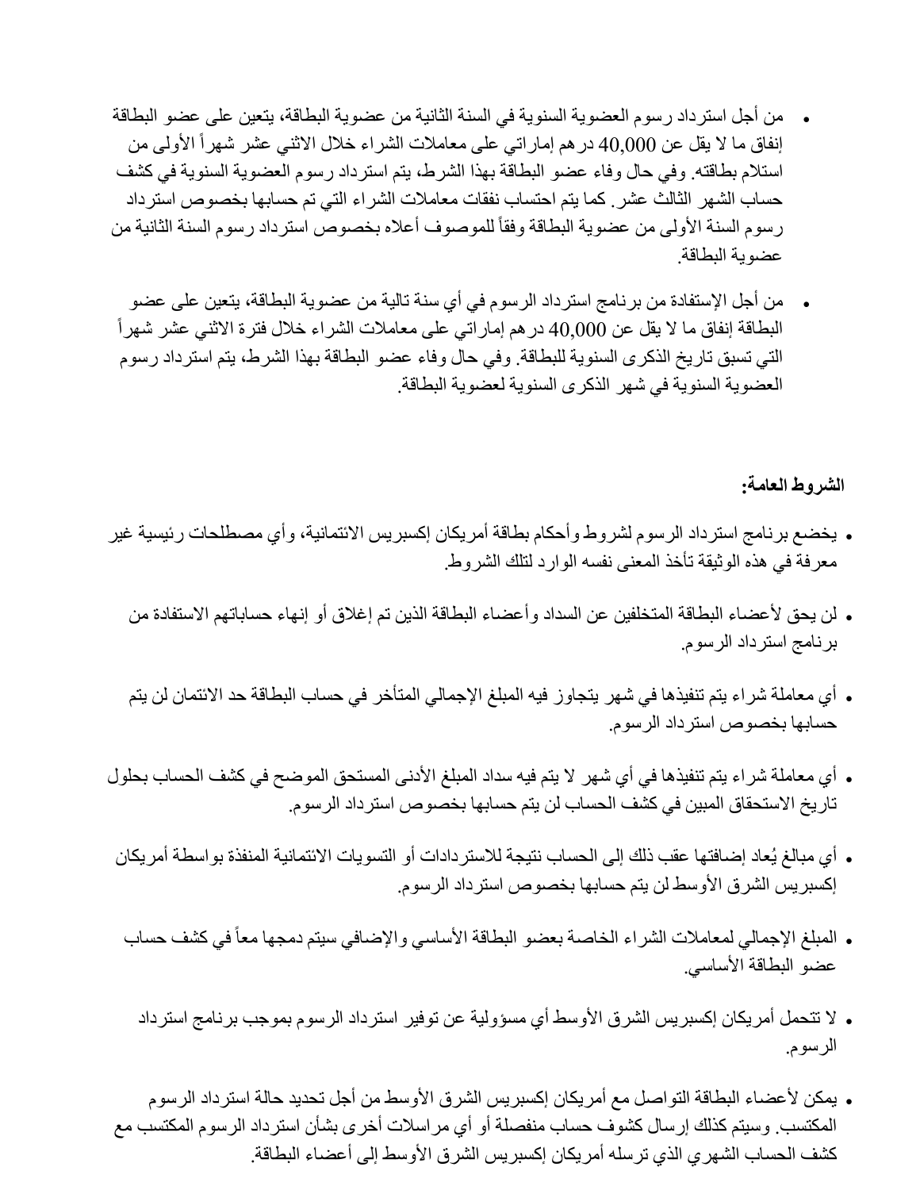- من أجل استرداد رسوم العضوية السنوية في السنة الثانية من عضوية البطاقة، يتعين على عضو البطاقة إنفاق ما لا يقل عن 40,000 درهم إماراتي على معاملات الشراء خلال الاثني عشر شهراً الأولى من استلام بطاقته. وفي حال وفاء عضو البطاقة بهذا الشرط، يتم استرداد رسوم العضوية السنوية في كشف حساب الشهر الثالث عشر. كما يتم احتساب نفقات معاملات الشراء التي تم حسابها بخصوص استرداد رسوم السنة الأولى من عضوية البطاقة وفقاً للموصوف أعلاه بخصوص استرداد رسوم السنة الثانية من عضوية البطاقة.

- من أجل الإستفادة من برنامج استرداد الرسوم في أي سنة تالية من عضوية البطاقة، يتعين على عضو البطاقة إنفاق ما لا يقل عن 40,000 درهم إماراتي على معاملات الشراء خلال فترة الاثني عشر شهراً التي تسبق تاريخ الذكرى السنوية للبطاقة. وفي حال وفاء عضو البطاقة بهذا الشرط، يتم استرداد رسوم العضوية السنوية في شهر الذكرى السنوية لعضوية البطاقة.

**الشروط العامة:**

- يخضع برنامج استرداد الرسوم لشروط وأحكام بطاقة أمريكان إكسبريس الائتمانية، وأي مصطلحات رئيسية غير معرفة في هذه الوثيقة تأخذ المعنى نفسه الوارد لتلك الشروط.

- لن يحق لأعضاء البطاقة المتخلفين عن السداد وأعضاء البطاقة الذين تم إغلاق أو إنهاء حساباتهم الاستفادة من برنامج استرداد الرسوم.

- أي معاملة شراء يتم تنفيذها في شهر يتجاوز فيه المبلغ الإجمالي المتأخر في حساب البطاقة حد الائتمان لن يتم حسابها بخصوص استرداد الرسوم.

- أي معاملة شراء يتم تنفيذها في أي شهر لا يتم فيه سداد المبلغ الأدنى المستحق الموضح في كشف الحساب بحلول تاريخ الاستحقاق المبين في كشف الحساب لن يتم حسابها بخصوص استرداد الرسوم.

- أي مبالغ يُعاد إضافتها عقب ذلك إلى الحساب نتيجة للاستردادات أو التسويات الائتمانية المنفذة بواسطة أمريكان إكسبريس الشرق الأوسط لن يتم حسابها بخصوص استرداد الرسوم.

- المبلغ الإجمالي لمعاملات الشراء الخاصة بعضو البطاقة الأساسي والإضافي سيتم دمجها معاً في كشف حساب عضو البطاقة الأساسي.

- لا تتحمل أمريكان إكسبريس الشرق الأوسط أي مسؤولية عن توفير استرداد الرسوم بموجب برنامج استرداد الرسوم.

- يمكن لأعضاء البطاقة التواصل مع أمريكان إكسبريس الشرق الأوسط من أجل تحديد حالة استرداد الرسوم المكتسب. وسيتم كذلك إرسال كشوف حساب منفصلة أو أي مراسلات أخرى بشأن استرداد الرسوم المكتسب مع كشف الحساب الشهري الذي ترسله أمريكان إكسبريس الشرق الأوسط إلى أعضاء البطاقة.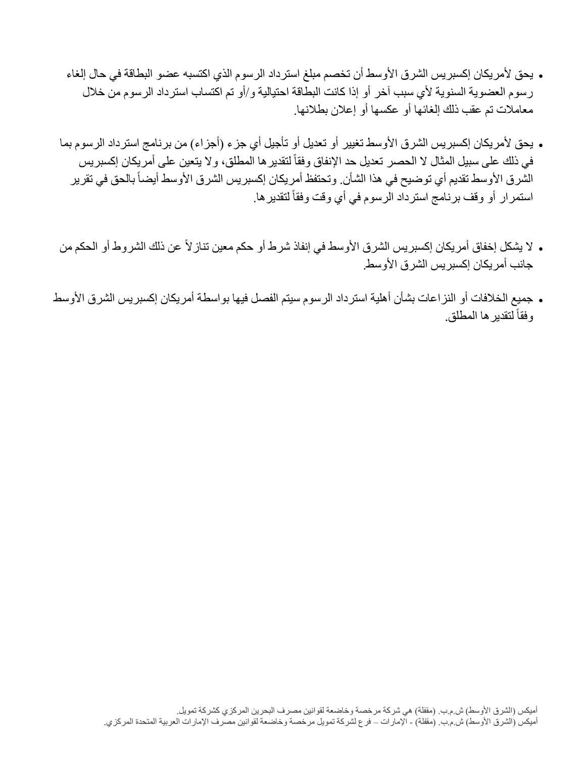- يحق لأمريكان إكسبريس الشرق الأوسط أن تخصم مبلغ استرداد الرسوم الذي اكتسبه عضو البطاقة في حال إلغاء رسوم العضوية السنوية لأي سبب آخر أو إذا كانت البطاقة احتيالية و/أو تم اكتساب استرداد الرسوم من خلال معاملات تم عقب ذلك إلغائها أو عكسها أو إعلان بطلانها.

- يحق لأمريكان إكسبريس الشرق الأوسط تغيير أو تعديل أو تأجيل أي جزء (أجزاء) من برنامج استرداد الرسوم بما في ذلك على سبيل المثال لا الحصر تعديل حد الإنفاق وفقاً لتقديرها المطلق، ولا يتعين على أمريكان إكسبريس الشرق الأوسط تقديم أي توضيح في هذا الشأن. وتحتفظ أمريكان إكسبريس الشرق الأوسط أيضاً بالحق في تقرير استمرار أو وقف برنامج استرداد الرسوم في أي وقت وفقاً لتقديرها.

- لا يشكل إخفاق أمريكان إكسبريس الشرق الأوسط في إنفاذ شرط أو حكم معين تنازلاً عن ذلك الشروط أو الحكم من جانب أمريكان إكسبريس الشرق الأوسط.

- جميع الخلافات أو النزاعات بشأن أهلية استرداد الرسوم سيتم الفصل فيها بواسطة أمريكان إكسبريس الشرق الأوسط وفقاً لتقديرها المطلق.

أميكس (الشرق الأوسط) ش.م.ب. (مقفلة) هي شركة مرخصة وخاضعة لقوانين مصرف البحرين المركزي كشركة تمويل.
أميكس (الشرق الأوسط) ش.م.ب. (مقفلة) - الإمارات – فرع لشركة تمويل مرخصة وخاضعة لقوانين مصرف الإمارات العربية المتحدة المركزي.